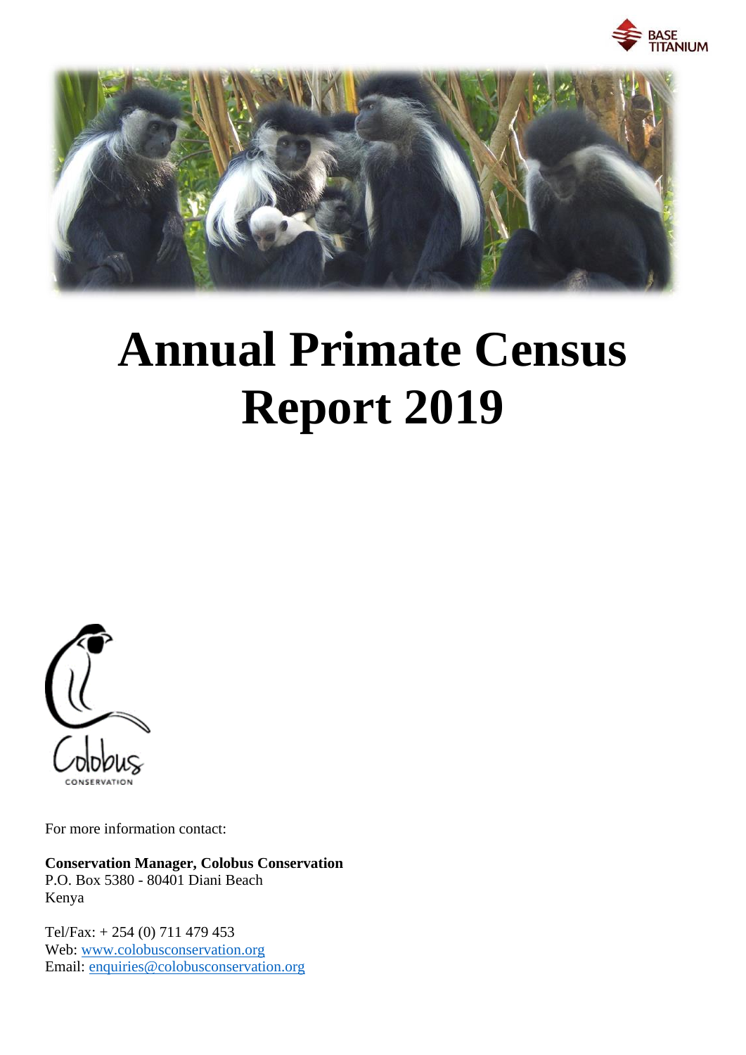# Annual Primate Census Report 2019

For more information contact:

**Conservation Manager, Colobus Conservation**
P.O. Box 5380 - 80401 Diani Beach
Kenya

Tel/Fax: + 254 (0) 711 479 453
Web: www.colobusconservation.org
Email: enquiries@colobusconservation.org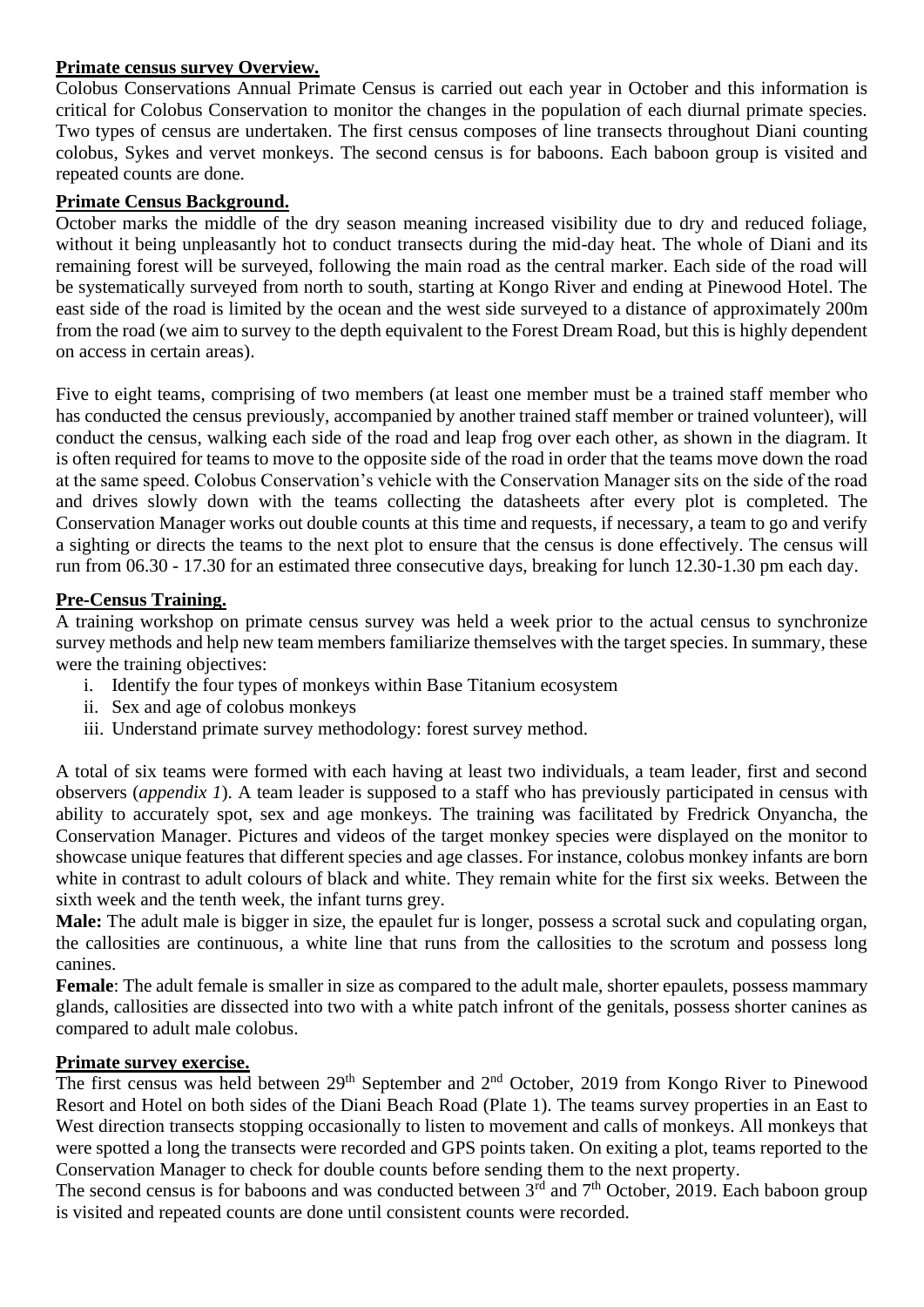**Primate census survey Overview.**

Colobus Conservations Annual Primate Census is carried out each year in October and this information is critical for Colobus Conservation to monitor the changes in the population of each diurnal primate species. Two types of census are undertaken. The first census composes of line transects throughout Diani counting colobus, Sykes and vervet monkeys. The second census is for baboons. Each baboon group is visited and repeated counts are done.

**Primate Census Background.**

October marks the middle of the dry season meaning increased visibility due to dry and reduced foliage, without it being unpleasantly hot to conduct transects during the mid-day heat. The whole of Diani and its remaining forest will be surveyed, following the main road as the central marker. Each side of the road will be systematically surveyed from north to south, starting at Kongo River and ending at Pinewood Hotel. The east side of the road is limited by the ocean and the west side surveyed to a distance of approximately 200m from the road (we aim to survey to the depth equivalent to the Forest Dream Road, but this is highly dependent on access in certain areas).

Five to eight teams, comprising of two members (at least one member must be a trained staff member who has conducted the census previously, accompanied by another trained staff member or trained volunteer), will conduct the census, walking each side of the road and leap frog over each other, as shown in the diagram. It is often required for teams to move to the opposite side of the road in order that the teams move down the road at the same speed. Colobus Conservation's vehicle with the Conservation Manager sits on the side of the road and drives slowly down with the teams collecting the datasheets after every plot is completed. The Conservation Manager works out double counts at this time and requests, if necessary, a team to go and verify a sighting or directs the teams to the next plot to ensure that the census is done effectively. The census will run from 06.30 - 17.30 for an estimated three consecutive days, breaking for lunch 12.30-1.30 pm each day.

**Pre-Census Training.**

A training workshop on primate census survey was held a week prior to the actual census to synchronize survey methods and help new team members familiarize themselves with the target species. In summary, these were the training objectives:

i. Identify the four types of monkeys within Base Titanium ecosystem
ii. Sex and age of colobus monkeys
iii. Understand primate survey methodology: forest survey method.

A total of six teams were formed with each having at least two individuals, a team leader, first and second observers (*appendix 1*). A team leader is supposed to a staff who has previously participated in census with ability to accurately spot, sex and age monkeys. The training was facilitated by Fredrick Onyancha, the Conservation Manager. Pictures and videos of the target monkey species were displayed on the monitor to showcase unique features that different species and age classes. For instance, colobus monkey infants are born white in contrast to adult colours of black and white. They remain white for the first six weeks. Between the sixth week and the tenth week, the infant turns grey.

**Male:** The adult male is bigger in size, the epaulet fur is longer, possess a scrotal suck and copulating organ, the callosities are continuous, a white line that runs from the callosities to the scrotum and possess long canines.

**Female**: The adult female is smaller in size as compared to the adult male, shorter epaulets, possess mammary glands, callosities are dissected into two with a white patch infront of the genitals, possess shorter canines as compared to adult male colobus.

**Primate survey exercise.**

The first census was held between 29th September and 2nd October, 2019 from Kongo River to Pinewood Resort and Hotel on both sides of the Diani Beach Road (Plate 1). The teams survey properties in an East to West direction transects stopping occasionally to listen to movement and calls of monkeys. All monkeys that were spotted a long the transects were recorded and GPS points taken. On exiting a plot, teams reported to the Conservation Manager to check for double counts before sending them to the next property.

The second census is for baboons and was conducted between 3rd and 7th October, 2019. Each baboon group is visited and repeated counts are done until consistent counts were recorded.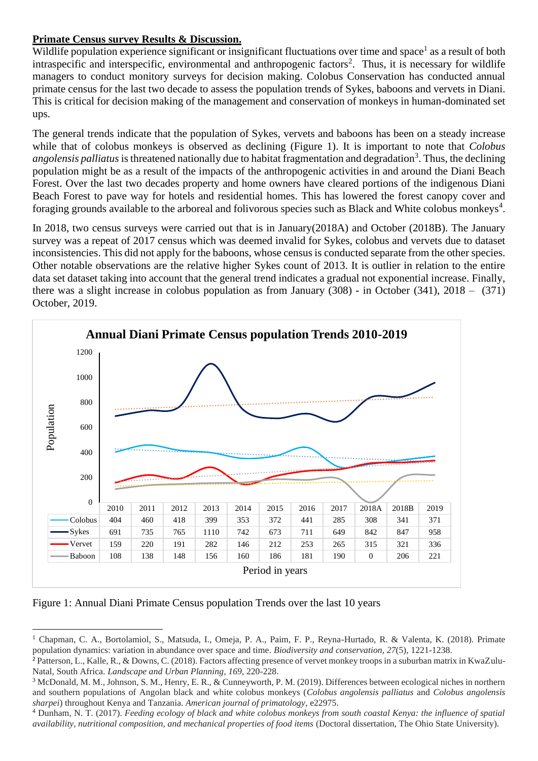**Primate Census survey Results & Discussion.**

Wildlife population experience significant or insignificant fluctuations over time and space[1] as a result of both intraspecific and interspecific, environmental and anthropogenic factors[2]. Thus, it is necessary for wildlife managers to conduct monitory surveys for decision making. Colobus Conservation has conducted annual primate census for the last two decade to assess the population trends of Sykes, baboons and vervets in Diani. This is critical for decision making of the management and conservation of monkeys in human-dominated set ups.

The general trends indicate that the population of Sykes, vervets and baboons has been on a steady increase while that of colobus monkeys is observed as declining (Figure 1). It is important to note that *Colobus angolensis palliatus* is threatened nationally due to habitat fragmentation and degradation[3]. Thus, the declining population might be as a result of the impacts of the anthropogenic activities in and around the Diani Beach Forest. Over the last two decades property and home owners have cleared portions of the indigenous Diani Beach Forest to pave way for hotels and residential homes. This has lowered the forest canopy cover and foraging grounds available to the arboreal and folivorous species such as Black and White colobus monkeys[4].

In 2018, two census surveys were carried out that is in January(2018A) and October (2018B). The January survey was a repeat of 2017 census which was deemed invalid for Sykes, colobus and vervets due to dataset inconsistencies. This did not apply for the baboons, whose census is conducted separate from the other species. Other notable observations are the relative higher Sykes count of 2013. It is outlier in relation to the entire data set dataset taking into account that the general trend indicates a gradual not exponential increase. Finally, there was a slight increase in colobus population as from January (308) - in October (341), 2018 – (371) October, 2019.

**Annual Diani Primate Census population Trends 2010-2019**

Population

0
200
400
600
800
1000
1200

| | 2010 | 2011 | 2012 | 2013 | 2014 | 2015 | 2016 | 2017 | 2018A | 2018B | 2019 |
|---|---|---|---|---|---|---|---|---|---|---|---|
| Colobus | 404 | 460 | 418 | 399 | 353 | 372 | 441 | 285 | 308 | 341 | 371 |
| Sykes | 691 | 735 | 765 | 1110 | 742 | 673 | 711 | 649 | 842 | 847 | 958 |
| Vervet | 159 | 220 | 191 | 282 | 146 | 212 | 253 | 265 | 315 | 321 | 336 |
| Baboon | 108 | 138 | 148 | 156 | 160 | 186 | 181 | 190 | 0 | 206 | 221 |

Period in years

Figure 1: Annual Diani Primate Census population Trends over the last 10 years

---

[1] Chapman, C. A., Bortolamiol, S., Matsuda, I., Omeja, P. A., Paim, F. P., Reyna-Hurtado, R. & Valenta, K. (2018). Primate population dynamics: variation in abundance over space and time. *Biodiversity and conservation*, *27*(5), 1221-1238.

[2] Patterson, L., Kalle, R., & Downs, C. (2018). Factors affecting presence of vervet monkey troops in a suburban matrix in KwaZulu-Natal, South Africa. *Landscape and Urban Planning*, *169*, 220-228.

[3] McDonald, M. M., Johnson, S. M., Henry, E. R., & Cunneyworth, P. M. (2019). Differences between ecological niches in northern and southern populations of Angolan black and white colobus monkeys (*Colobus angolensis palliatus* and *Colobus angolensis sharpei*) throughout Kenya and Tanzania. *American journal of primatology*, e22975.

[4] Dunham, N. T. (2017). *Feeding ecology of black and white colobus monkeys from south coastal Kenya: the influence of spatial availability, nutritional composition, and mechanical properties of food items* (Doctoral dissertation, The Ohio State University).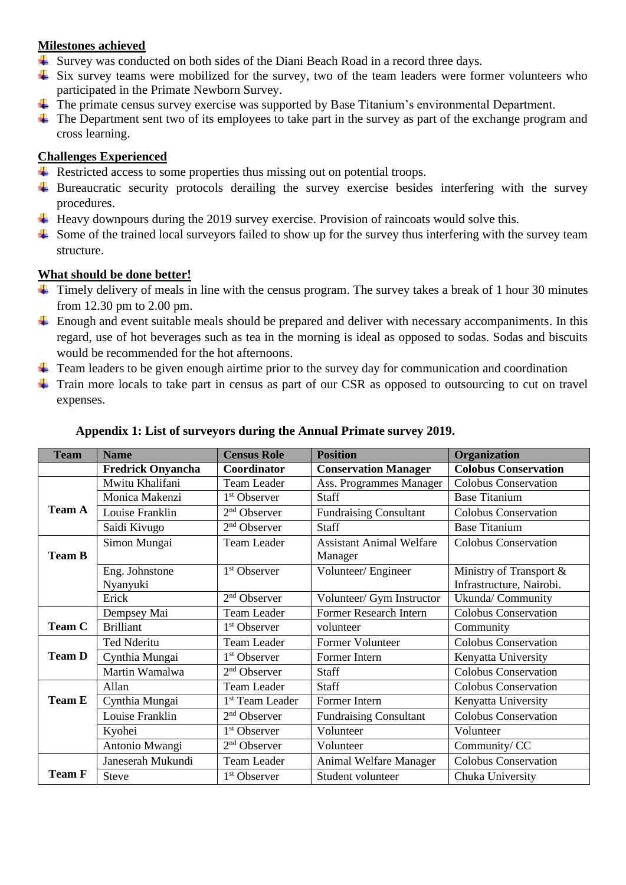**Milestones achieved**

- Survey was conducted on both sides of the Diani Beach Road in a record three days.
- Six survey teams were mobilized for the survey, two of the team leaders were former volunteers who participated in the Primate Newborn Survey.
- The primate census survey exercise was supported by Base Titanium's environmental Department.
- The Department sent two of its employees to take part in the survey as part of the exchange program and cross learning.

**Challenges Experienced**

- Restricted access to some properties thus missing out on potential troops.
- Bureaucratic security protocols derailing the survey exercise besides interfering with the survey procedures.
- Heavy downpours during the 2019 survey exercise. Provision of raincoats would solve this.
- Some of the trained local surveyors failed to show up for the survey thus interfering with the survey team structure.

**What should be done better!**

- Timely delivery of meals in line with the census program. The survey takes a break of 1 hour 30 minutes from 12.30 pm to 2.00 pm.
- Enough and event suitable meals should be prepared and deliver with necessary accompaniments. In this regard, use of hot beverages such as tea in the morning is ideal as opposed to sodas. Sodas and biscuits would be recommended for the hot afternoons.
- Team leaders to be given enough airtime prior to the survey day for communication and coordination
- Train more locals to take part in census as part of our CSR as opposed to outsourcing to cut on travel expenses.

**Appendix 1: List of surveyors during the Annual Primate survey 2019.**

| Team | Name | Census Role | Position | Organization |
|---|---|---|---|---|
| | **Fredrick Onyancha** | **Coordinator** | **Conservation Manager** | **Colobus Conservation** |
| Team A | Mwitu Khalifani | Team Leader | Ass. Programmes Manager | Colobus Conservation |
| | Monica Makenzi | 1st Observer | Staff | Base Titanium |
| | Louise Franklin | 2nd Observer | Fundraising Consultant | Colobus Conservation |
| | Saidi Kivugo | 2nd Observer | Staff | Base Titanium |
| Team B | Simon Mungai | Team Leader | Assistant Animal Welfare Manager | Colobus Conservation |
| | Eng. Johnstone Nyanyuki | 1st Observer | Volunteer/ Engineer | Ministry of Transport & Infrastructure, Nairobi. |
| | Erick | 2nd Observer | Volunteer/ Gym Instructor | Ukunda/ Community |
| Team C | Dempsey Mai | Team Leader | Former Research Intern | Colobus Conservation |
| | Brilliant | 1st Observer | volunteer | Community |
| Team D | Ted Nderitu | Team Leader | Former Volunteer | Colobus Conservation |
| | Cynthia Mungai | 1st Observer | Former Intern | Kenyatta University |
| | Martin Wamalwa | 2nd Observer | Staff | Colobus Conservation |
| Team E | Allan | Team Leader | Staff | Colobus Conservation |
| | Cynthia Mungai | 1st Team Leader | Former Intern | Kenyatta University |
| | Louise Franklin | 2nd Observer | Fundraising Consultant | Colobus Conservation |
| | Kyohei | 1st Observer | Volunteer | Volunteer |
| | Antonio Mwangi | 2nd Observer | Volunteer | Community/ CC |
| Team F | Janeserah Mukundi | Team Leader | Animal Welfare Manager | Colobus Conservation |
| | Steve | 1st Observer | Student volunteer | Chuka University |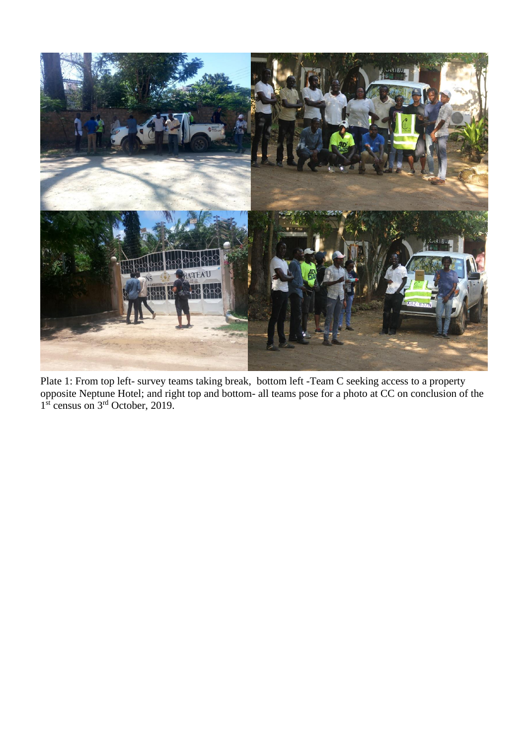Plate 1: From top left- survey teams taking break, bottom left -Team C seeking access to a property opposite Neptune Hotel; and right top and bottom- all teams pose for a photo at CC on conclusion of the 1st census on 3rd October, 2019.